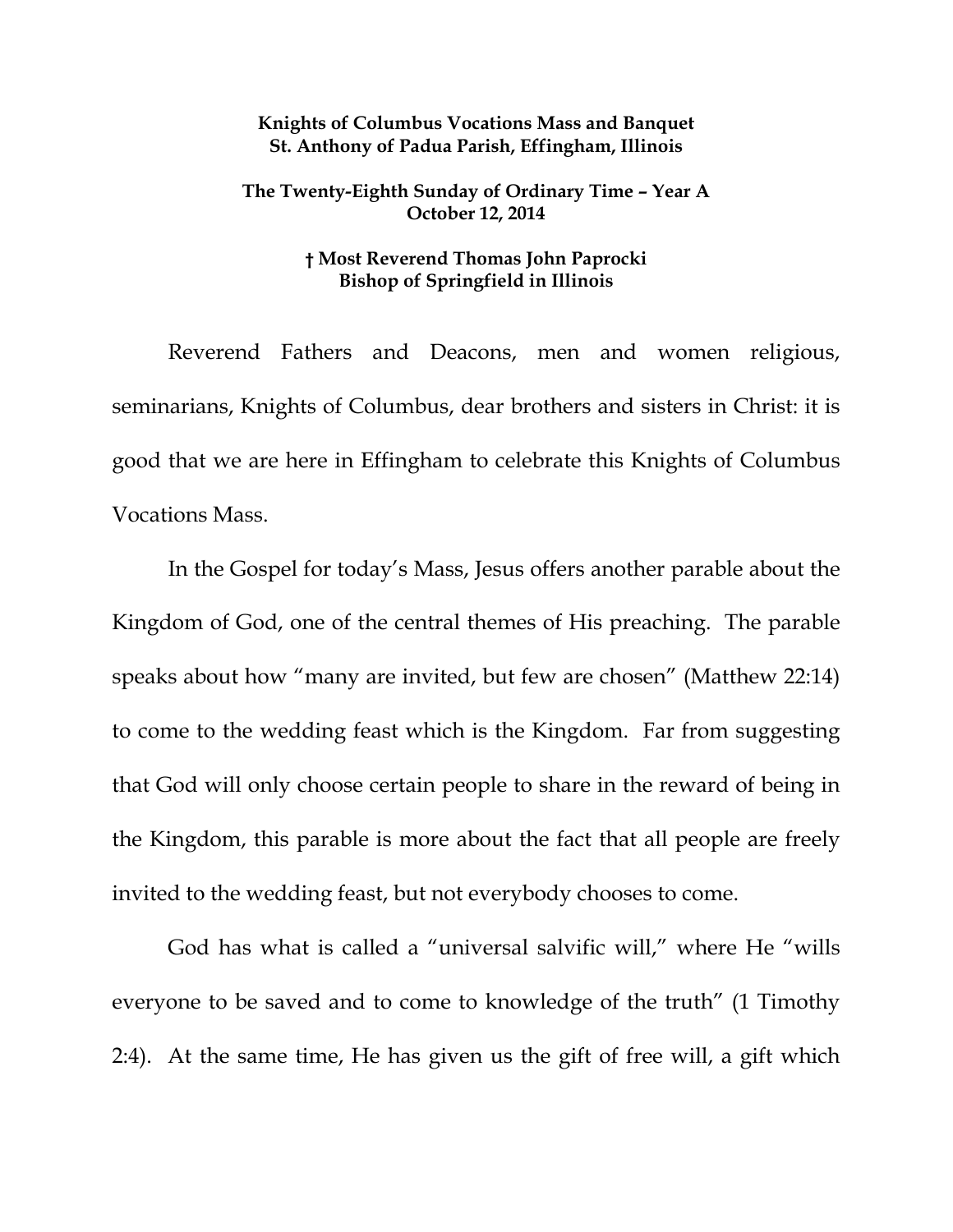**Knights of Columbus Vocations Mass and Banquet**
**St. Anthony of Padua Parish, Effingham, Illinois**

**The Twenty-Eighth Sunday of Ordinary Time – Year A**
**October 12, 2014**

**† Most Reverend Thomas John Paprocki**
**Bishop of Springfield in Illinois**

Reverend Fathers and Deacons, men and women religious, seminarians, Knights of Columbus, dear brothers and sisters in Christ: it is good that we are here in Effingham to celebrate this Knights of Columbus Vocations Mass.

In the Gospel for today's Mass, Jesus offers another parable about the Kingdom of God, one of the central themes of His preaching. The parable speaks about how "many are invited, but few are chosen" (Matthew 22:14) to come to the wedding feast which is the Kingdom. Far from suggesting that God will only choose certain people to share in the reward of being in the Kingdom, this parable is more about the fact that all people are freely invited to the wedding feast, but not everybody chooses to come.

God has what is called a "universal salvific will," where He "wills everyone to be saved and to come to knowledge of the truth" (1 Timothy 2:4). At the same time, He has given us the gift of free will, a gift which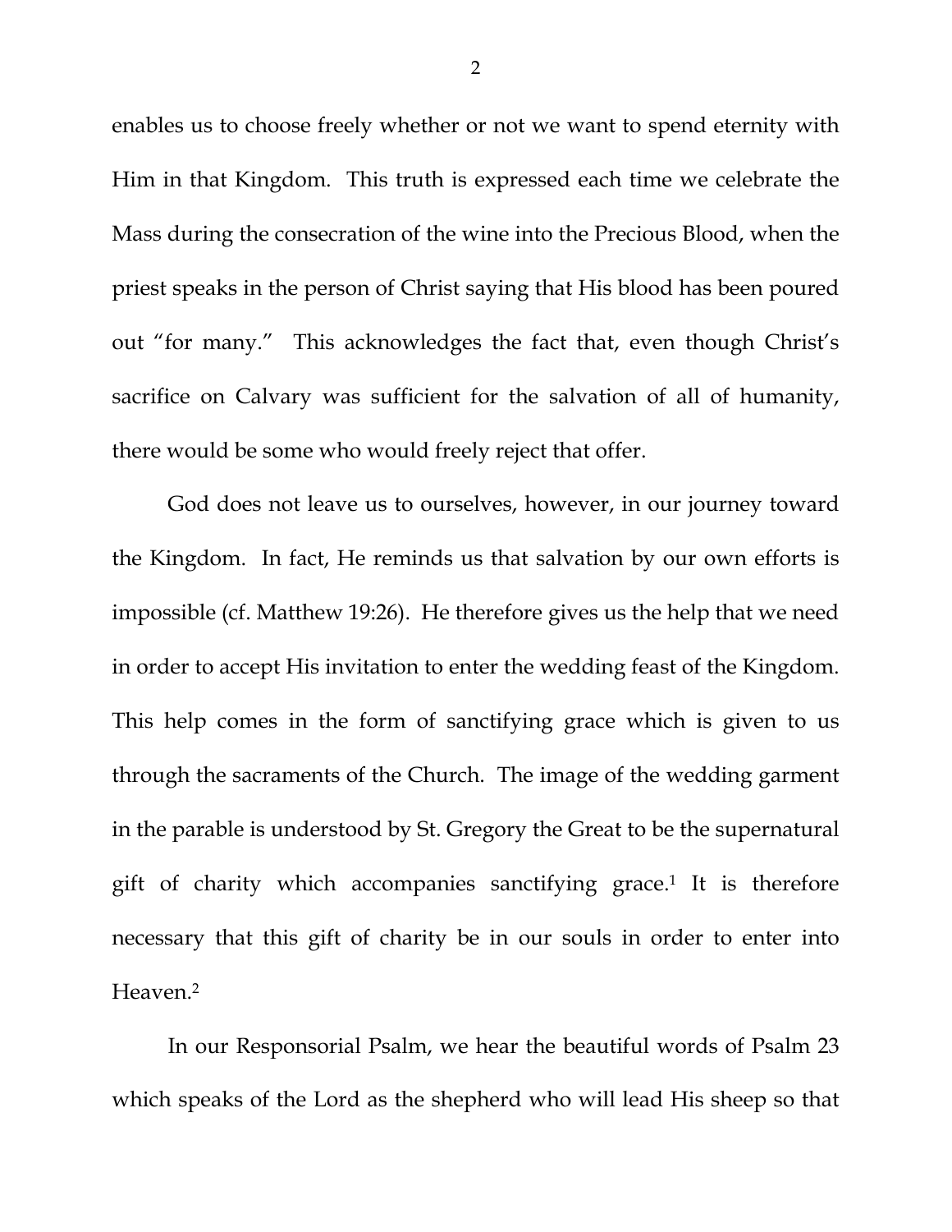enables us to choose freely whether or not we want to spend eternity with Him in that Kingdom. This truth is expressed each time we celebrate the Mass during the consecration of the wine into the Precious Blood, when the priest speaks in the person of Christ saying that His blood has been poured out "for many." This acknowledges the fact that, even though Christ's sacrifice on Calvary was sufficient for the salvation of all of humanity, there would be some who would freely reject that offer.

God does not leave us to ourselves, however, in our journey toward the Kingdom. In fact, He reminds us that salvation by our own efforts is impossible (cf. Matthew 19:26). He therefore gives us the help that we need in order to accept His invitation to enter the wedding feast of the Kingdom. This help comes in the form of sanctifying grace which is given to us through the sacraments of the Church. The image of the wedding garment in the parable is understood by St. Gregory the Great to be the supernatural gift of charity which accompanies sanctifying grace.[1] It is therefore necessary that this gift of charity be in our souls in order to enter into Heaven.[2]

In our Responsorial Psalm, we hear the beautiful words of Psalm 23 which speaks of the Lord as the shepherd who will lead His sheep so that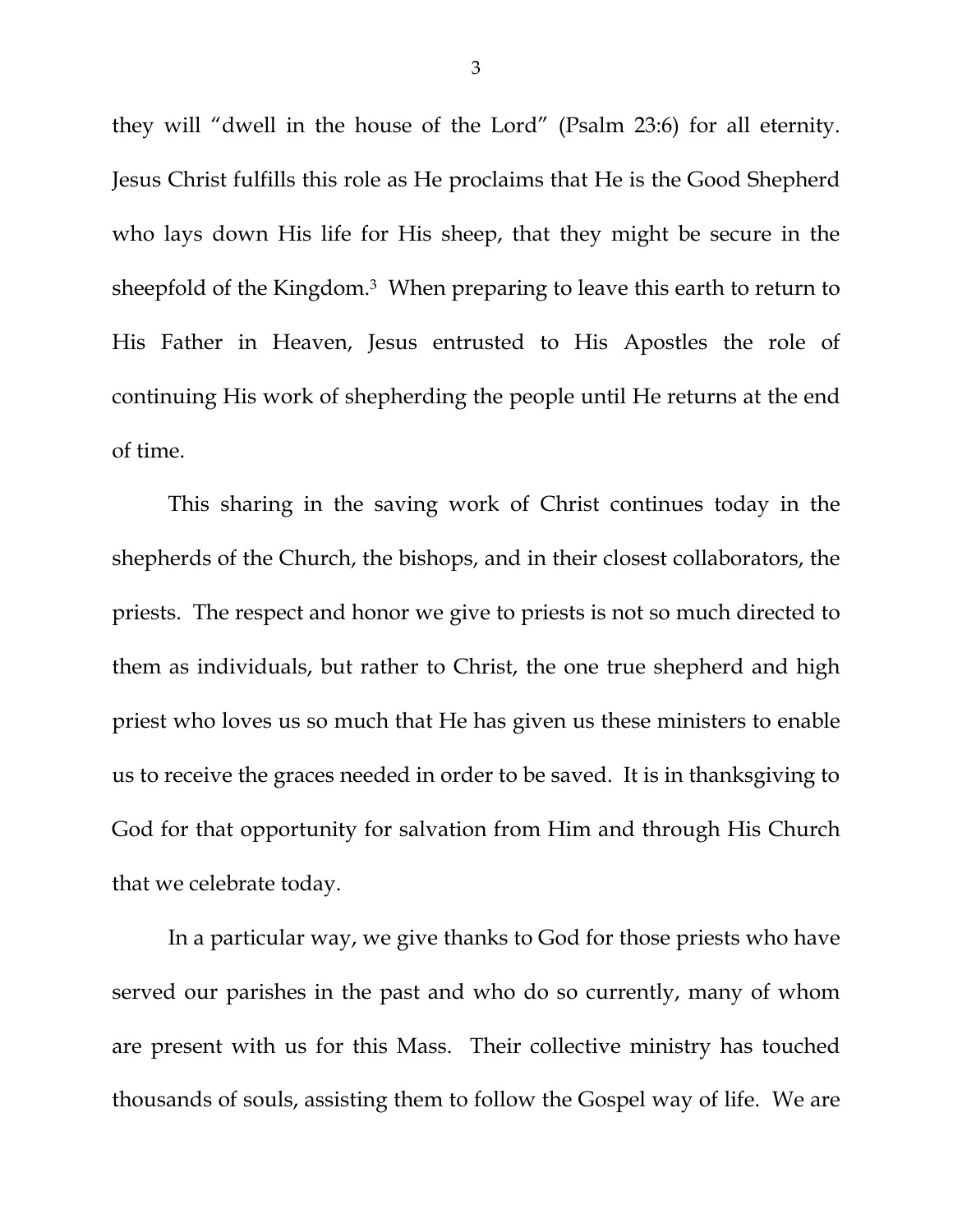they will "dwell in the house of the Lord" (Psalm 23:6) for all eternity. Jesus Christ fulfills this role as He proclaims that He is the Good Shepherd who lays down His life for His sheep, that they might be secure in the sheepfold of the Kingdom.[3] When preparing to leave this earth to return to His Father in Heaven, Jesus entrusted to His Apostles the role of continuing His work of shepherding the people until He returns at the end of time.

This sharing in the saving work of Christ continues today in the shepherds of the Church, the bishops, and in their closest collaborators, the priests. The respect and honor we give to priests is not so much directed to them as individuals, but rather to Christ, the one true shepherd and high priest who loves us so much that He has given us these ministers to enable us to receive the graces needed in order to be saved. It is in thanksgiving to God for that opportunity for salvation from Him and through His Church that we celebrate today.

In a particular way, we give thanks to God for those priests who have served our parishes in the past and who do so currently, many of whom are present with us for this Mass. Their collective ministry has touched thousands of souls, assisting them to follow the Gospel way of life. We are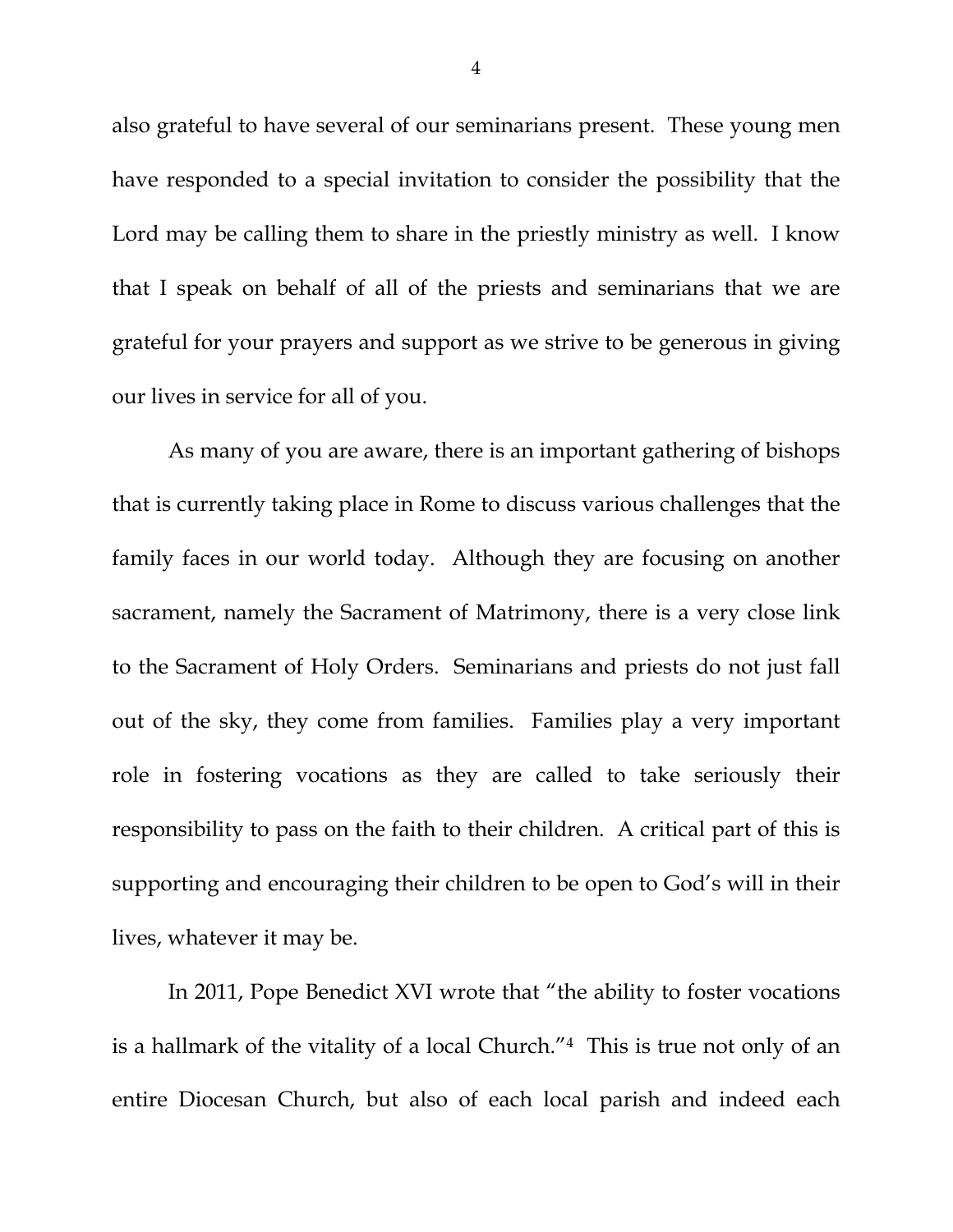also grateful to have several of our seminarians present. These young men have responded to a special invitation to consider the possibility that the Lord may be calling them to share in the priestly ministry as well. I know that I speak on behalf of all of the priests and seminarians that we are grateful for your prayers and support as we strive to be generous in giving our lives in service for all of you.

As many of you are aware, there is an important gathering of bishops that is currently taking place in Rome to discuss various challenges that the family faces in our world today. Although they are focusing on another sacrament, namely the Sacrament of Matrimony, there is a very close link to the Sacrament of Holy Orders. Seminarians and priests do not just fall out of the sky, they come from families. Families play a very important role in fostering vocations as they are called to take seriously their responsibility to pass on the faith to their children. A critical part of this is supporting and encouraging their children to be open to God's will in their lives, whatever it may be.

In 2011, Pope Benedict XVI wrote that "the ability to foster vocations is a hallmark of the vitality of a local Church."[4] This is true not only of an entire Diocesan Church, but also of each local parish and indeed each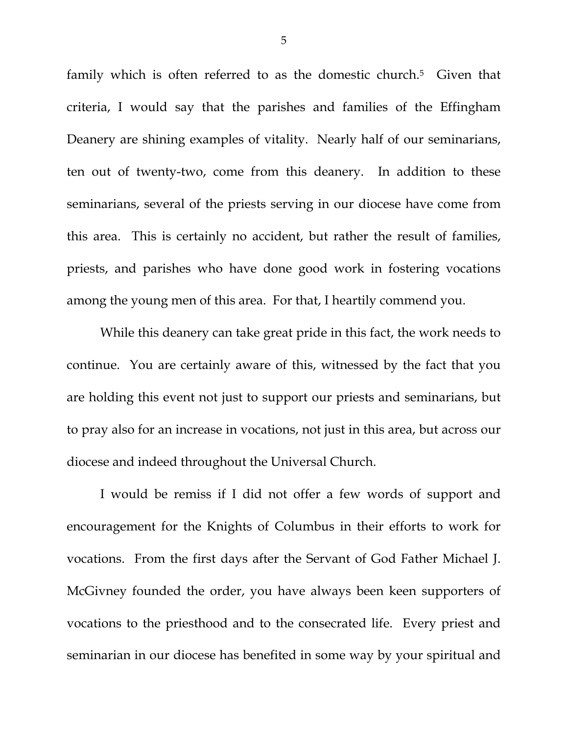family which is often referred to as the domestic church.[5] Given that criteria, I would say that the parishes and families of the Effingham Deanery are shining examples of vitality. Nearly half of our seminarians, ten out of twenty-two, come from this deanery. In addition to these seminarians, several of the priests serving in our diocese have come from this area. This is certainly no accident, but rather the result of families, priests, and parishes who have done good work in fostering vocations among the young men of this area. For that, I heartily commend you.

While this deanery can take great pride in this fact, the work needs to continue. You are certainly aware of this, witnessed by the fact that you are holding this event not just to support our priests and seminarians, but to pray also for an increase in vocations, not just in this area, but across our diocese and indeed throughout the Universal Church.

I would be remiss if I did not offer a few words of support and encouragement for the Knights of Columbus in their efforts to work for vocations. From the first days after the Servant of God Father Michael J. McGivney founded the order, you have always been keen supporters of vocations to the priesthood and to the consecrated life. Every priest and seminarian in our diocese has benefited in some way by your spiritual and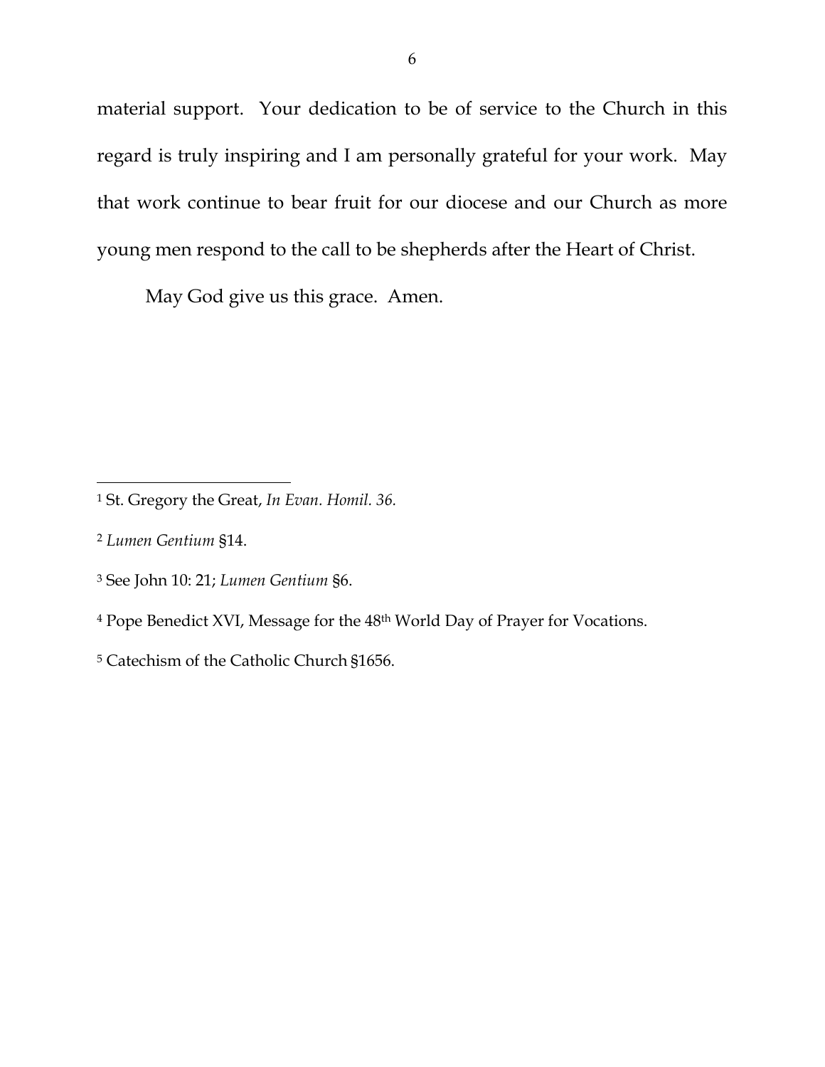material support. Your dedication to be of service to the Church in this regard is truly inspiring and I am personally grateful for your work. May that work continue to bear fruit for our diocese and our Church as more young men respond to the call to be shepherds after the Heart of Christ.

May God give us this grace. Amen.

---

[1] St. Gregory the Great, *In Evan. Homil. 36.*

[2] *Lumen Gentium* §14.

[3] See John 10: 21; *Lumen Gentium* §6.

[4] Pope Benedict XVI, Message for the 48th World Day of Prayer for Vocations.

[5] Catechism of the Catholic Church §1656.